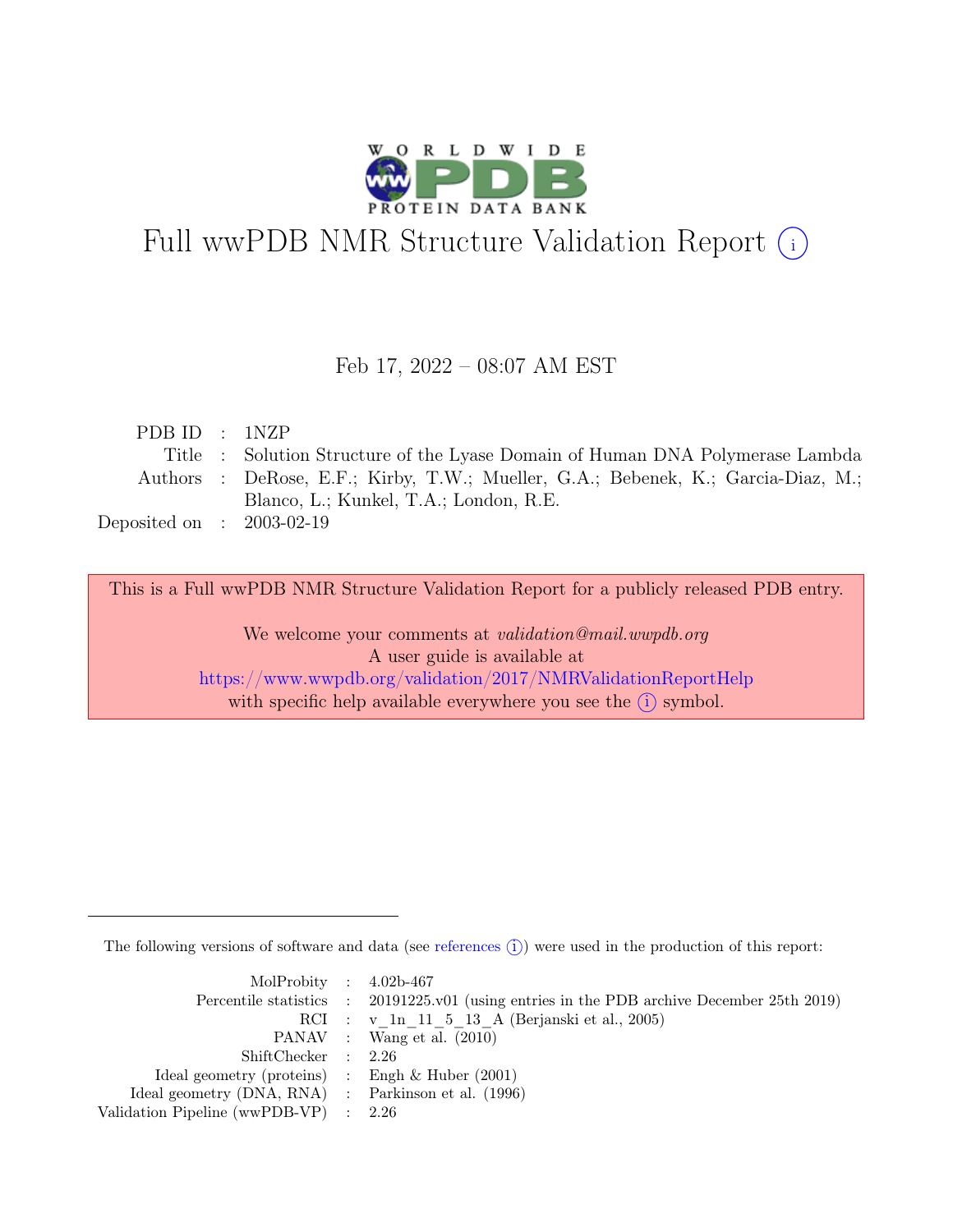# Full wwPDB NMR Structure Validation Report (i)

Feb 17, 2022 – 08:07 AM EST

| | | |
|---|---|---|
| PDB ID | : | 1NZP |
| Title | : | Solution Structure of the Lyase Domain of Human DNA Polymerase Lambda |
| Authors | : | DeRose, E.F.; Kirby, T.W.; Mueller, G.A.; Bebenek, K.; Garcia-Diaz, M.; Blanco, L.; Kunkel, T.A.; London, R.E. |
| Deposited on | : | 2003-02-19 |

This is a Full wwPDB NMR Structure Validation Report for a publicly released PDB entry.

We welcome your comments at *validation@mail.wwpdb.org*
A user guide is available at
https://www.wwpdb.org/validation/2017/NMRValidationReportHelp
with specific help available everywhere you see the (i) symbol.

The following versions of software and data (see references (i)) were used in the production of this report:

| | | |
|---|---|---|
| MolProbity | : | 4.02b-467 |
| Percentile statistics | : | 20191225.v01 (using entries in the PDB archive December 25th 2019) |
| RCI | : | v_1n_11_5_13_A (Berjanski et al., 2005) |
| PANAV | : | Wang et al. (2010) |
| ShiftChecker | : | 2.26 |
| Ideal geometry (proteins) | : | Engh & Huber (2001) |
| Ideal geometry (DNA, RNA) | : | Parkinson et al. (1996) |
| Validation Pipeline (wwPDB-VP) | : | 2.26 |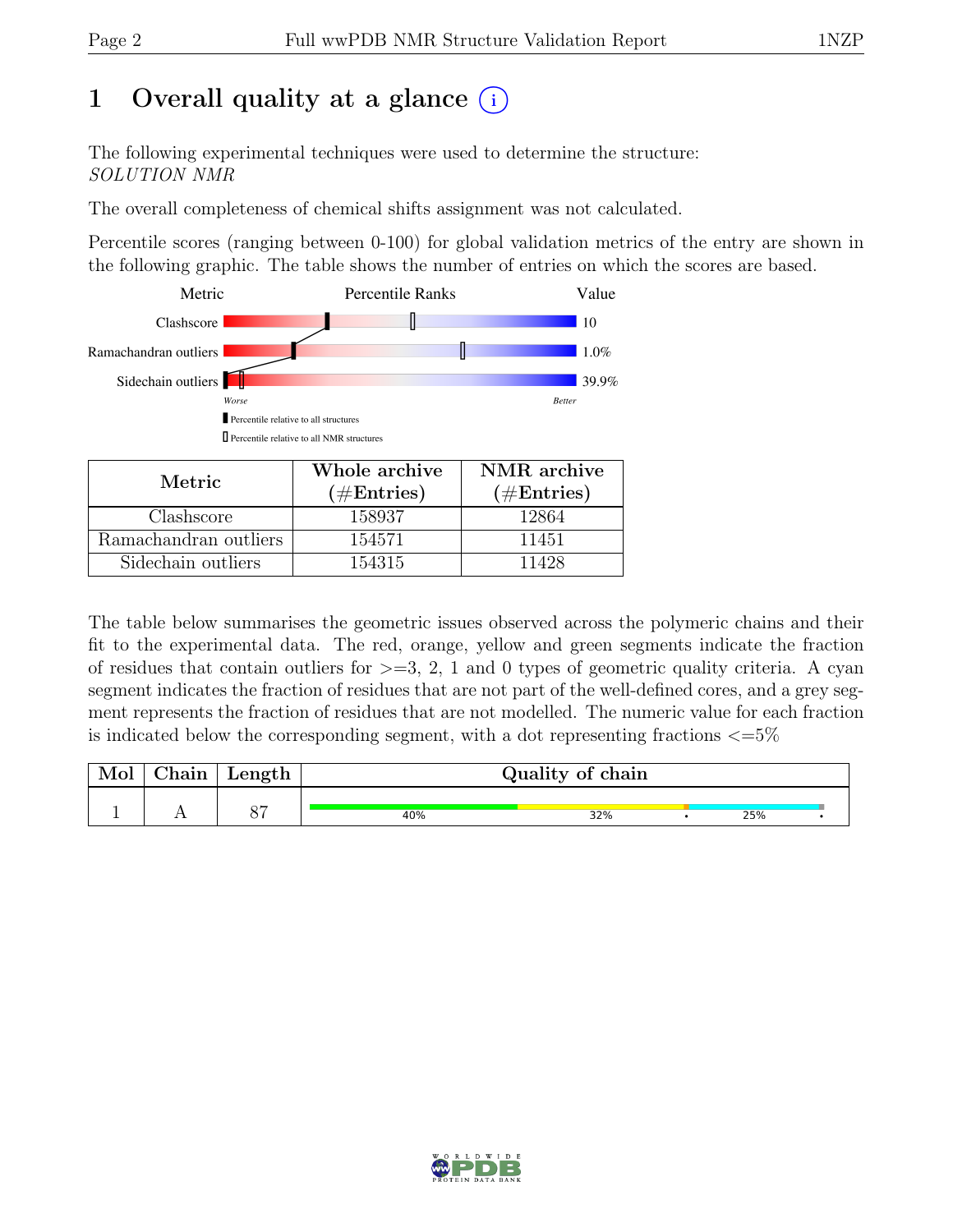# 1 Overall quality at a glance (i)

The following experimental techniques were used to determine the structure:
*SOLUTION NMR*

The overall completeness of chemical shifts assignment was not calculated.

Percentile scores (ranging between 0-100) for global validation metrics of the entry are shown in the following graphic. The table shows the number of entries on which the scores are based.

| Metric | Value |
|---|---|
| Clashscore | 10 |
| Ramachandran outliers | 1.0% |
| Sidechain outliers | 39.9% |

Worse — Better

▮ Percentile relative to all structures

▯ Percentile relative to all NMR structures

| Metric | Whole archive (#Entries) | NMR archive (#Entries) |
|---|---|---|
| Clashscore | 158937 | 12864 |
| Ramachandran outliers | 154571 | 11451 |
| Sidechain outliers | 154315 | 11428 |

The table below summarises the geometric issues observed across the polymeric chains and their fit to the experimental data. The red, orange, yellow and green segments indicate the fraction of residues that contain outliers for >=3, 2, 1 and 0 types of geometric quality criteria. A cyan segment indicates the fraction of residues that are not part of the well-defined cores, and a grey segment represents the fraction of residues that are not modelled. The numeric value for each fraction is indicated below the corresponding segment, with a dot representing fractions <=5%

| Mol | Chain | Length | Quality of chain |
|---|---|---|---|
| 1 | A | 87 | 40% 32% • 25% • |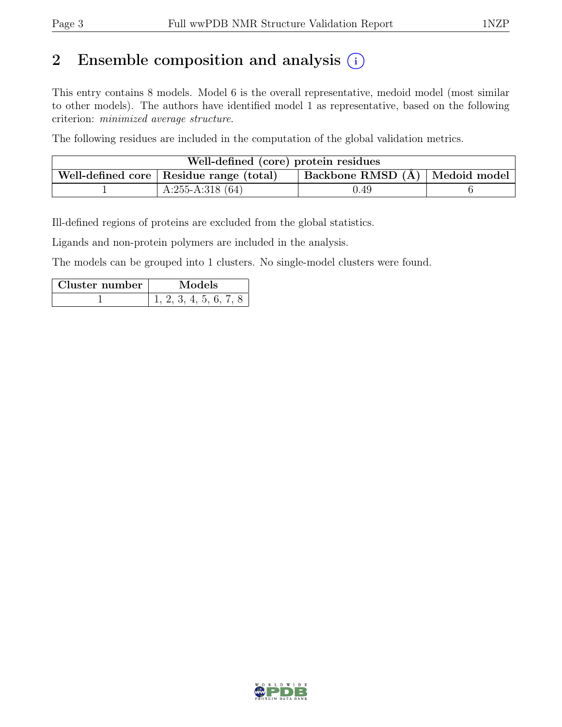## 2 Ensemble composition and analysis (i)

This entry contains 8 models. Model 6 is the overall representative, medoid model (most similar to other models). The authors have identified model 1 as representative, based on the following criterion: *minimized average structure*.

The following residues are included in the computation of the global validation metrics.

| Well-defined (core) protein residues | | | |
|---|---|---|---|
| Well-defined core | Residue range (total) | Backbone RMSD (Å) | Medoid model |
| 1 | A:255-A:318 (64) | 0.49 | 6 |

Ill-defined regions of proteins are excluded from the global statistics.

Ligands and non-protein polymers are included in the analysis.

The models can be grouped into 1 clusters. No single-model clusters were found.

| Cluster number | Models |
|---|---|
| 1 | 1, 2, 3, 4, 5, 6, 7, 8 |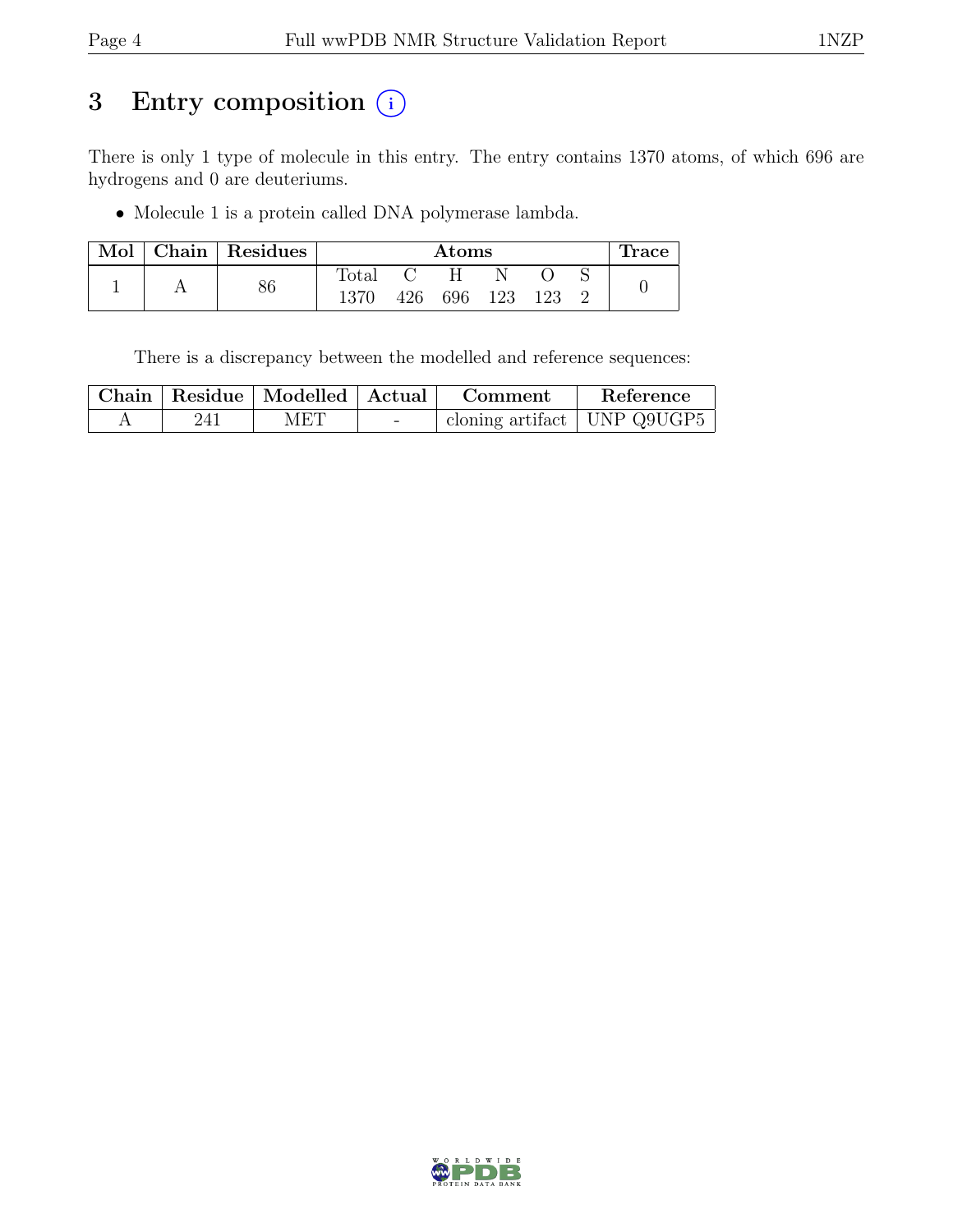# 3 Entry composition (i)

There is only 1 type of molecule in this entry. The entry contains 1370 atoms, of which 696 are hydrogens and 0 are deuteriums.

- Molecule 1 is a protein called DNA polymerase lambda.

| Mol | Chain | Residues | Atoms | | | | | | Trace |
|---|---|---|---|---|---|---|---|---|---|
| | | | Total | C | H | N | O | S | |
| 1 | A | 86 | 1370 | 426 | 696 | 123 | 123 | 2 | 0 |

There is a discrepancy between the modelled and reference sequences:

| Chain | Residue | Modelled | Actual | Comment | Reference |
|---|---|---|---|---|---|
| A | 241 | MET | - | cloning artifact | UNP Q9UGP5 |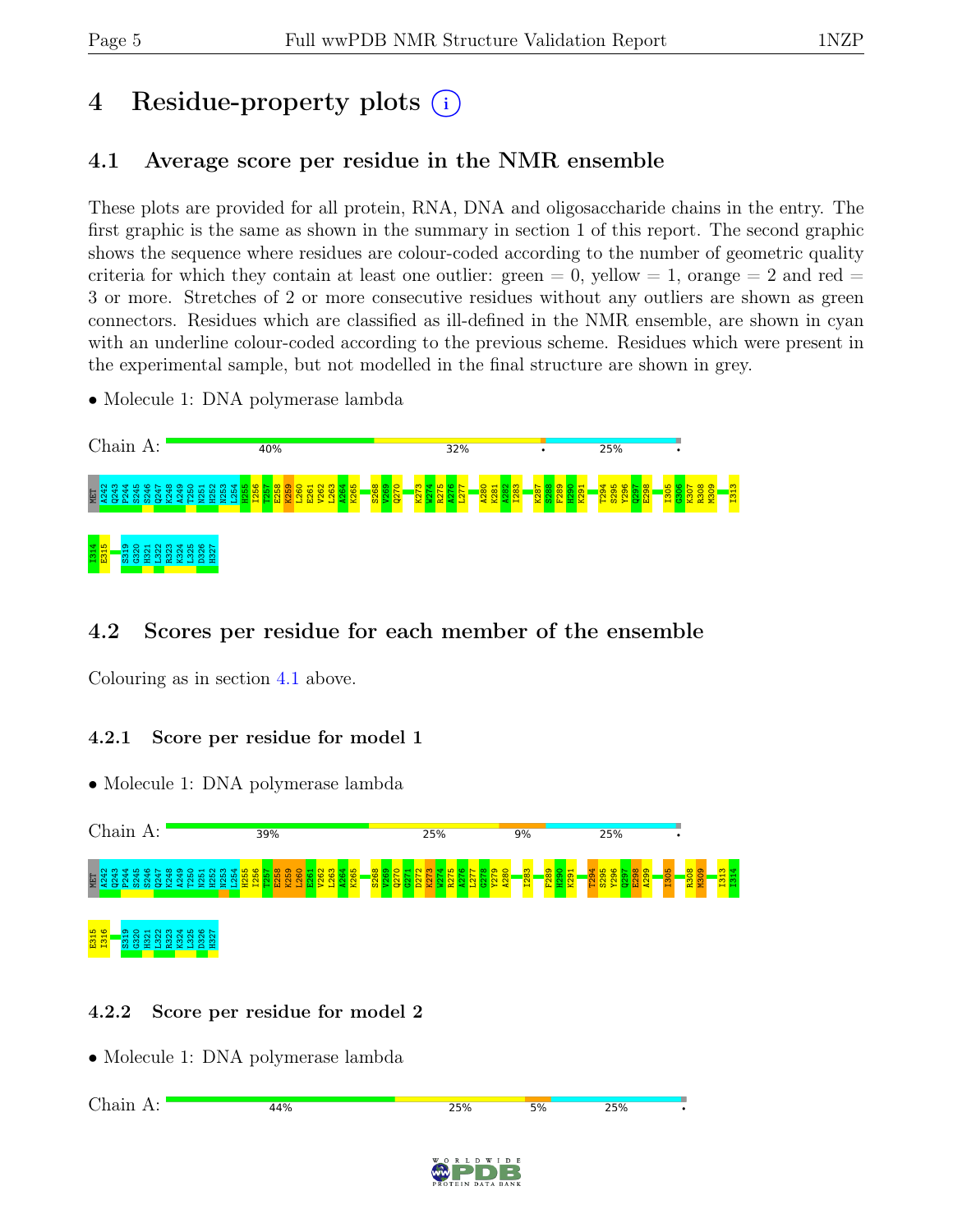# 4 Residue-property plots

## 4.1 Average score per residue in the NMR ensemble

These plots are provided for all protein, RNA, DNA and oligosaccharide chains in the entry. The first graphic is the same as shown in the summary in section 1 of this report. The second graphic shows the sequence where residues are colour-coded according to the number of geometric quality criteria for which they contain at least one outlier: green = 0, yellow = 1, orange = 2 and red = 3 or more. Stretches of 2 or more consecutive residues without any outliers are shown as green connectors. Residues which are classified as ill-defined in the NMR ensemble, are shown in cyan with an underline colour-coded according to the previous scheme. Residues which were present in the experimental sample, but not modelled in the final structure are shown in grey.

- Molecule 1: DNA polymerase lambda

Chain A: 40% 32% • 25% •

MET A242 Q243 P244 S245 S246 Q247 K248 A249 T250 N251 H252 N253 L254 H255 I256 T257 E258 K259 L260 E261 V262 L263 A264 K265 S268 V269 Q270 K273 W274 R275 A276 L277 A280 K281 A282 I283 K287 S288 F289 H290 K291 T294 S295 Y296 Q297 E298 I305 G306 K307 R308 M309 I313 I314 E315 S319 G320 H321 L322 R323 K324 L325 D326 H327

## 4.2 Scores per residue for each member of the ensemble

Colouring as in section 4.1 above.

### 4.2.1 Score per residue for model 1

- Molecule 1: DNA polymerase lambda

Chain A: 39% 25% 9% 25% •

MET A242 Q243 P244 S245 S246 Q247 K248 A249 T250 N251 H252 N253 L254 H255 I256 T257 E258 K259 L260 E261 V262 L263 A264 K265 S268 V269 Q270 G271 D272 K273 W274 R275 A276 L277 G278 Y279 A280 I283 F289 H290 K291 T294 S295 Y296 Q297 E298 A299 I305 R308 M309 I313 I314 E315 I316 S319 G320 H321 L322 R323 K324 L325 D326 H327

### 4.2.2 Score per residue for model 2

- Molecule 1: DNA polymerase lambda

Chain A: 44% 25% 5% 25% •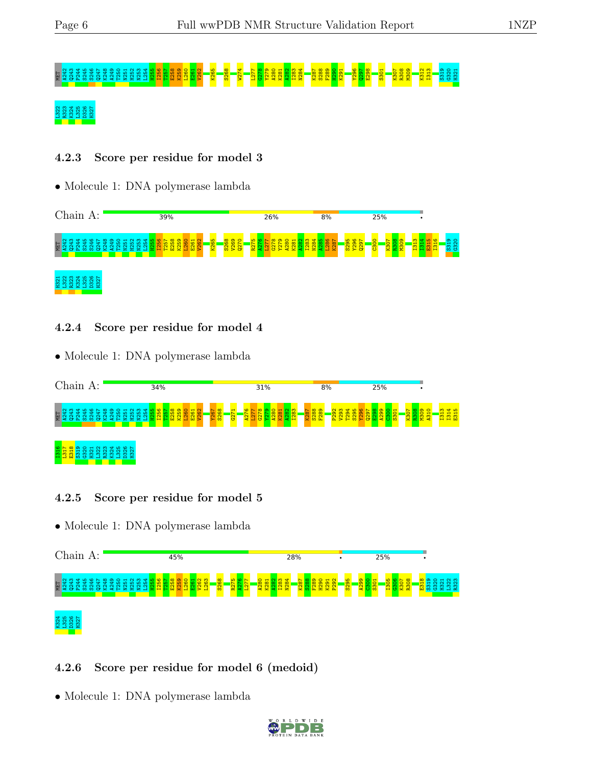MET A242 Q243 P244 S245 S246 Q247 K248 A249 T250 N251 H252 N253 L254 H255 I256 T257 E258 K259 L260 E261 V262 K265 S268 W274 L277 G278 Y279 A280 K281 A282 I283 N284 K287 S288 F289 H290 K291 Y296 Q297 E298 S301 K307 R308 M309 K312 I313 S319 G320 H321

L322 R323 K324 L325 D326 H327

### 4.2.3 Score per residue for model 3

- Molecule 1: DNA polymerase lambda

Chain A: 39% | 26% | 8% | 25% | •

MET A242 Q243 P244 S245 S246 Q247 K248 A249 T250 N251 H252 N253 L254 H255 I256 T257 E258 K259 L260 E261 V262 K265 S268 V269 Q270 R275 A276 L277 G278 Y279 A280 K281 A282 I283 N284 A285 L286 K287 S295 Y296 Q297 C300 K307 R308 M309 I313 I314 E315 I316 S319 G320

H321 L322 R323 K324 L325 D326 H327

### 4.2.4 Score per residue for model 4

- Molecule 1: DNA polymerase lambda

Chain A: 34% | 31% | 8% | 25% | •

MET A242 Q243 P244 S245 S246 Q247 K248 A249 T250 N251 H252 N253 L254 H255 I256 T257 E258 K259 L260 E261 V262 Y267 S268 G271 A276 L277 G278 Y279 A280 K281 A282 I283 K287 S288 F289 P292 V293 T294 S295 Y296 Q297 E298 A299 C300 S301 K307 R308 M309 A310 I313 I314 E315

I316 L317 E318 S319 G320 H321 L322 R323 K324 L325 D326 H327

### 4.2.5 Score per residue for model 5

- Molecule 1: DNA polymerase lambda

Chain A: 45% | 28% | • | 25% | •

MET A242 Q243 P244 S245 S246 Q247 K248 A249 T250 N251 H252 N253 L254 H255 I256 T257 E258 K259 L260 E261 V262 L263 S268 R275 A276 L277 A280 K281 A282 I283 N284 K287 S288 F289 H290 K291 P292 S295 A299 C300 S301 I305 G306 K307 R308 E318 S319 G320 H321 L322 R323

K324 L325 D326 H327

### 4.2.6 Score per residue for model 6 (medoid)

- Molecule 1: DNA polymerase lambda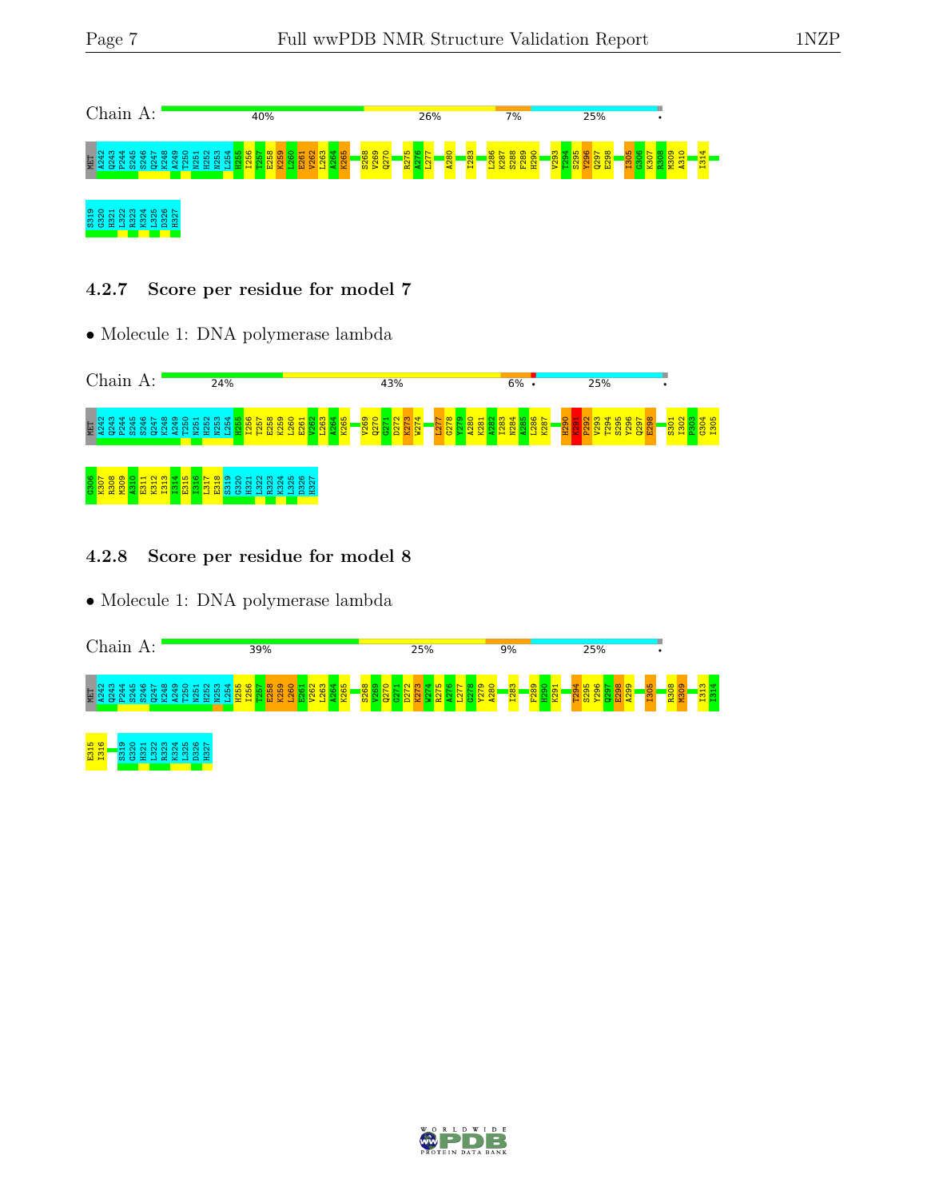Chain A: 40% | 26% | 7% | 25% | •

MET A242 Q243 P244 S245 S246 Q247 K248 A249 T250 N251 H252 N253 L254 H255 I256 T257 E258 K259 L260 E261 V262 L263 A264 K265 S268 V269 Q270 R275 A276 L277 A280 I283 L286 K287 S288 F289 H290 V293 T294 S295 Y296 Q297 E298 I305 G306 K307 R308 M309 A310 I314 S319 G320 H321 L322 R323 K324 L325 D326 H327

### 4.2.7 Score per residue for model 7

- Molecule 1: DNA polymerase lambda

Chain A: 24% | 43% | 6% | • | 25% | •

MET A242 Q243 P244 S245 S246 Q247 K248 A249 T250 N251 H252 N253 L254 H255 I256 T257 E258 K259 L260 E261 V262 L263 A264 K265 V269 Q270 G271 D272 K273 W274 L277 G278 Y279 A280 K281 A282 I283 N284 A285 L286 K287 H290 K291 P292 V293 T294 S295 Y296 Q297 E298 S301 I302 P303 G304 I305 G306 K307 R308 M309 A310 E311 K312 I313 I314 E315 I316 L317 E318 S319 G320 H321 L322 R323 K324 L325 D326 H327

### 4.2.8 Score per residue for model 8

- Molecule 1: DNA polymerase lambda

Chain A: 39% | 25% | 9% | 25% | •

MET A242 Q243 P244 S245 S246 Q247 K248 A249 T250 N251 H252 N253 L254 H255 I256 T257 E258 K259 L260 E261 V262 L263 A264 K265 S268 V269 Q270 G271 D272 K273 W274 R275 A276 L277 G278 Y279 A280 I283 F289 H290 K291 T294 S295 Y296 Q297 E298 A299 I305 R308 M309 I313 I314 E315 I316 S319 G320 H321 L322 R323 K324 L325 D326 H327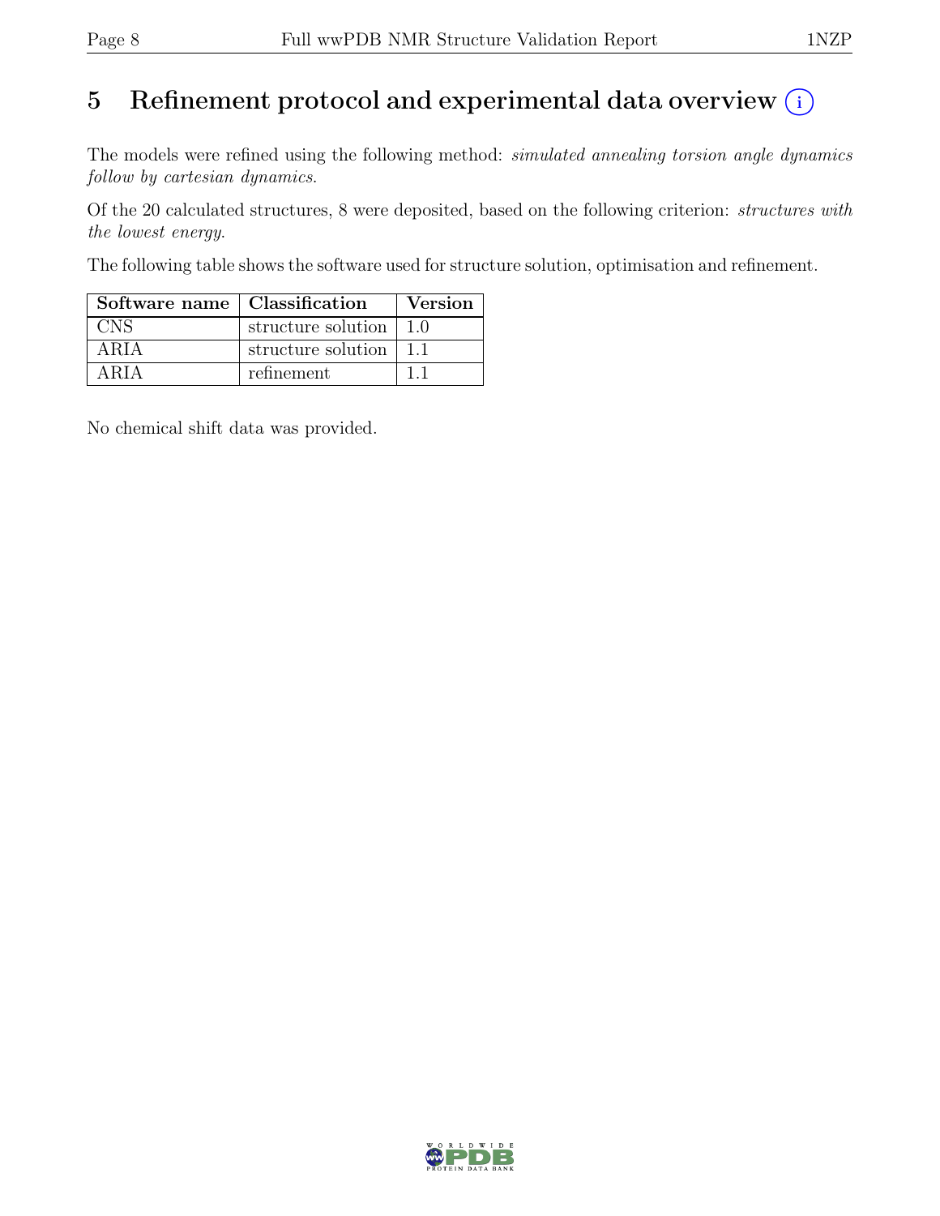# 5 Refinement protocol and experimental data overview (i)

The models were refined using the following method: *simulated annealing torsion angle dynamics follow by cartesian dynamics*.

Of the 20 calculated structures, 8 were deposited, based on the following criterion: *structures with the lowest energy*.

The following table shows the software used for structure solution, optimisation and refinement.

| Software name | Classification | Version |
| --- | --- | --- |
| CNS | structure solution | 1.0 |
| ARIA | structure solution | 1.1 |
| ARIA | refinement | 1.1 |

No chemical shift data was provided.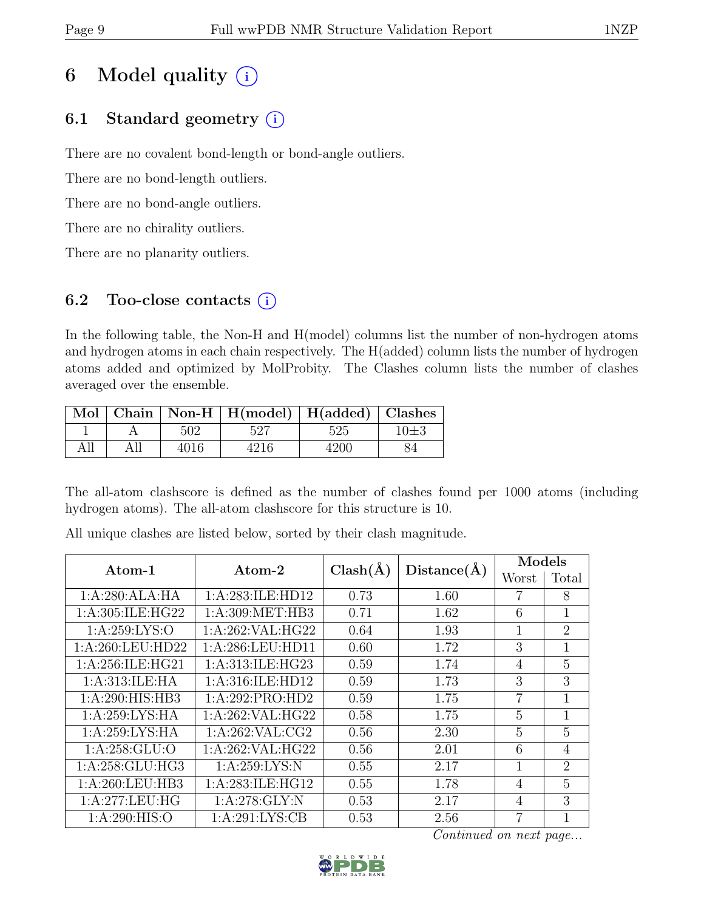# 6 Model quality (i)

## 6.1 Standard geometry (i)

There are no covalent bond-length or bond-angle outliers.

There are no bond-length outliers.

There are no bond-angle outliers.

There are no chirality outliers.

There are no planarity outliers.

## 6.2 Too-close contacts (i)

In the following table, the Non-H and H(model) columns list the number of non-hydrogen atoms and hydrogen atoms in each chain respectively. The H(added) column lists the number of hydrogen atoms added and optimized by MolProbity. The Clashes column lists the number of clashes averaged over the ensemble.

| Mol | Chain | Non-H | H(model) | H(added) | Clashes |
|---|---|---|---|---|---|
| 1 | A | 502 | 527 | 525 | 10±3 |
| All | All | 4016 | 4216 | 4200 | 84 |

The all-atom clashscore is defined as the number of clashes found per 1000 atoms (including hydrogen atoms). The all-atom clashscore for this structure is 10.

All unique clashes are listed below, sorted by their clash magnitude.

| Atom-1 | Atom-2 | Clash(Å) | Distance(Å) | Models | |
|---|---|---|---|---|---|
| | | | | Worst | Total |
| 1:A:280:ALA:HA | 1:A:283:ILE:HD12 | 0.73 | 1.60 | 7 | 8 |
| 1:A:305:ILE:HG22 | 1:A:309:MET:HB3 | 0.71 | 1.62 | 6 | 1 |
| 1:A:259:LYS:O | 1:A:262:VAL:HG22 | 0.64 | 1.93 | 1 | 2 |
| 1:A:260:LEU:HD22 | 1:A:286:LEU:HD11 | 0.60 | 1.72 | 3 | 1 |
| 1:A:256:ILE:HG21 | 1:A:313:ILE:HG23 | 0.59 | 1.74 | 4 | 5 |
| 1:A:313:ILE:HA | 1:A:316:ILE:HD12 | 0.59 | 1.73 | 3 | 3 |
| 1:A:290:HIS:HB3 | 1:A:292:PRO:HD2 | 0.59 | 1.75 | 7 | 1 |
| 1:A:259:LYS:HA | 1:A:262:VAL:HG22 | 0.58 | 1.75 | 5 | 1 |
| 1:A:259:LYS:HA | 1:A:262:VAL:CG2 | 0.56 | 2.30 | 5 | 5 |
| 1:A:258:GLU:O | 1:A:262:VAL:HG22 | 0.56 | 2.01 | 6 | 4 |
| 1:A:258:GLU:HG3 | 1:A:259:LYS:N | 0.55 | 2.17 | 1 | 2 |
| 1:A:260:LEU:HB3 | 1:A:283:ILE:HG12 | 0.55 | 1.78 | 4 | 5 |
| 1:A:277:LEU:HG | 1:A:278:GLY:N | 0.53 | 2.17 | 4 | 3 |
| 1:A:290:HIS:O | 1:A:291:LYS:CB | 0.53 | 2.56 | 7 | 1 |

*Continued on next page...*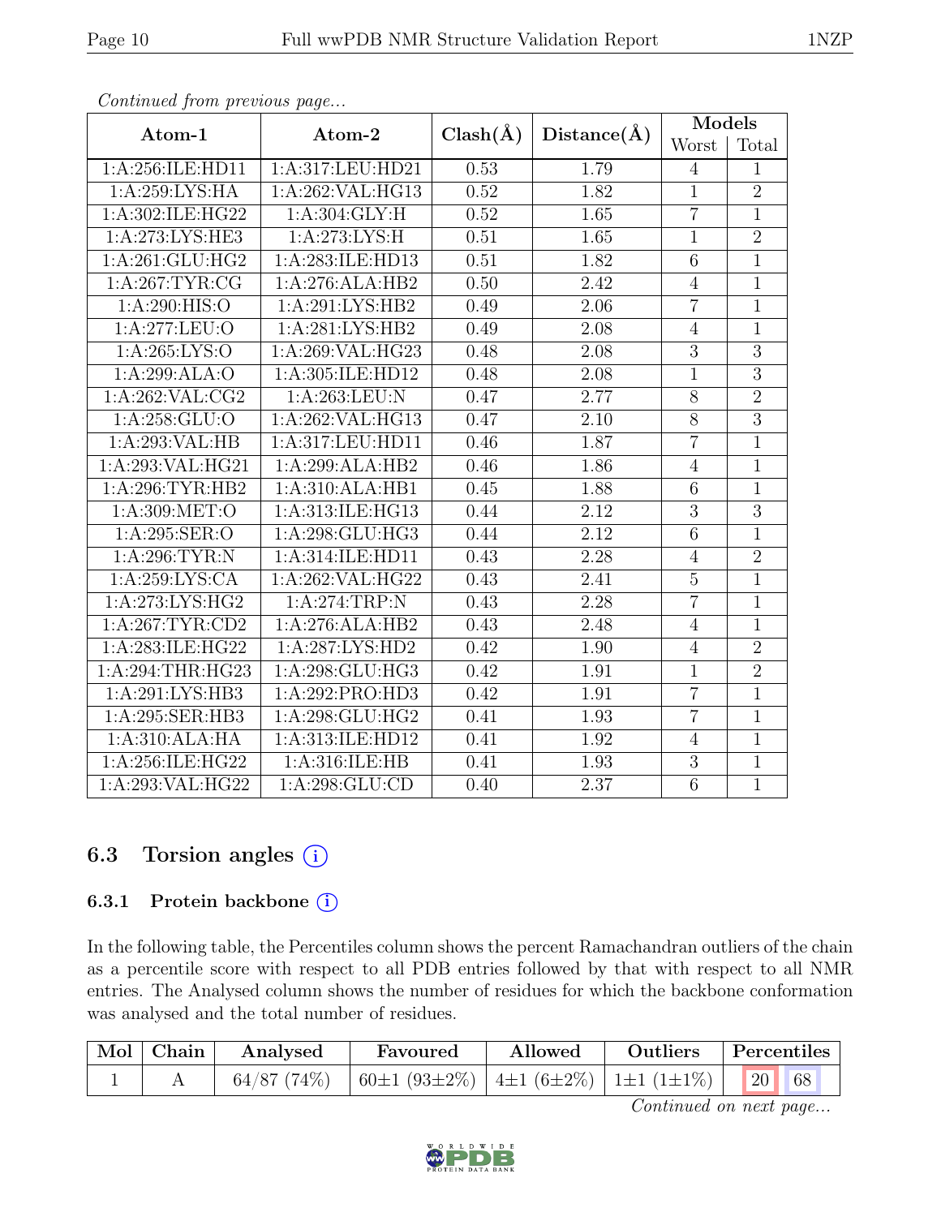*Continued from previous page...*

| Atom-1 | Atom-2 | Clash(Å) | Distance(Å) | Models | |
|---|---|---|---|---|---|
| | | | | Worst | Total |
| 1:A:256:ILE:HD11 | 1:A:317:LEU:HD21 | 0.53 | 1.79 | 4 | 1 |
| 1:A:259:LYS:HA | 1:A:262:VAL:HG13 | 0.52 | 1.82 | 1 | 2 |
| 1:A:302:ILE:HG22 | 1:A:304:GLY:H | 0.52 | 1.65 | 7 | 1 |
| 1:A:273:LYS:HE3 | 1:A:273:LYS:H | 0.51 | 1.65 | 1 | 2 |
| 1:A:261:GLU:HG2 | 1:A:283:ILE:HD13 | 0.51 | 1.82 | 6 | 1 |
| 1:A:267:TYR:CG | 1:A:276:ALA:HB2 | 0.50 | 2.42 | 4 | 1 |
| 1:A:290:HIS:O | 1:A:291:LYS:HB2 | 0.49 | 2.06 | 7 | 1 |
| 1:A:277:LEU:O | 1:A:281:LYS:HB2 | 0.49 | 2.08 | 4 | 1 |
| 1:A:265:LYS:O | 1:A:269:VAL:HG23 | 0.48 | 2.08 | 3 | 3 |
| 1:A:299:ALA:O | 1:A:305:ILE:HD12 | 0.48 | 2.08 | 1 | 3 |
| 1:A:262:VAL:CG2 | 1:A:263:LEU:N | 0.47 | 2.77 | 8 | 2 |
| 1:A:258:GLU:O | 1:A:262:VAL:HG13 | 0.47 | 2.10 | 8 | 3 |
| 1:A:293:VAL:HB | 1:A:317:LEU:HD11 | 0.46 | 1.87 | 7 | 1 |
| 1:A:293:VAL:HG21 | 1:A:299:ALA:HB2 | 0.46 | 1.86 | 4 | 1 |
| 1:A:296:TYR:HB2 | 1:A:310:ALA:HB1 | 0.45 | 1.88 | 6 | 1 |
| 1:A:309:MET:O | 1:A:313:ILE:HG13 | 0.44 | 2.12 | 3 | 3 |
| 1:A:295:SER:O | 1:A:298:GLU:HG3 | 0.44 | 2.12 | 6 | 1 |
| 1:A:296:TYR:N | 1:A:314:ILE:HD11 | 0.43 | 2.28 | 4 | 2 |
| 1:A:259:LYS:CA | 1:A:262:VAL:HG22 | 0.43 | 2.41 | 5 | 1 |
| 1:A:273:LYS:HG2 | 1:A:274:TRP:N | 0.43 | 2.28 | 7 | 1 |
| 1:A:267:TYR:CD2 | 1:A:276:ALA:HB2 | 0.43 | 2.48 | 4 | 1 |
| 1:A:283:ILE:HG22 | 1:A:287:LYS:HD2 | 0.42 | 1.90 | 4 | 2 |
| 1:A:294:THR:HG23 | 1:A:298:GLU:HG3 | 0.42 | 1.91 | 1 | 2 |
| 1:A:291:LYS:HB3 | 1:A:292:PRO:HD3 | 0.42 | 1.91 | 7 | 1 |
| 1:A:295:SER:HB3 | 1:A:298:GLU:HG2 | 0.41 | 1.93 | 7 | 1 |
| 1:A:310:ALA:HA | 1:A:313:ILE:HD12 | 0.41 | 1.92 | 4 | 1 |
| 1:A:256:ILE:HG22 | 1:A:316:ILE:HB | 0.41 | 1.93 | 3 | 1 |
| 1:A:293:VAL:HG22 | 1:A:298:GLU:CD | 0.40 | 2.37 | 6 | 1 |

## 6.3 Torsion angles

### 6.3.1 Protein backbone

In the following table, the Percentiles column shows the percent Ramachandran outliers of the chain as a percentile score with respect to all PDB entries followed by that with respect to all NMR entries. The Analysed column shows the number of residues for which the backbone conformation was analysed and the total number of residues.

| Mol | Chain | Analysed | Favoured | Allowed | Outliers | Percentiles | |
|---|---|---|---|---|---|---|---|
| 1 | A | 64/87 (74%) | 60±1 (93±2%) | 4±1 (6±2%) | 1±1 (1±1%) | 20 | 68 |

*Continued on next page...*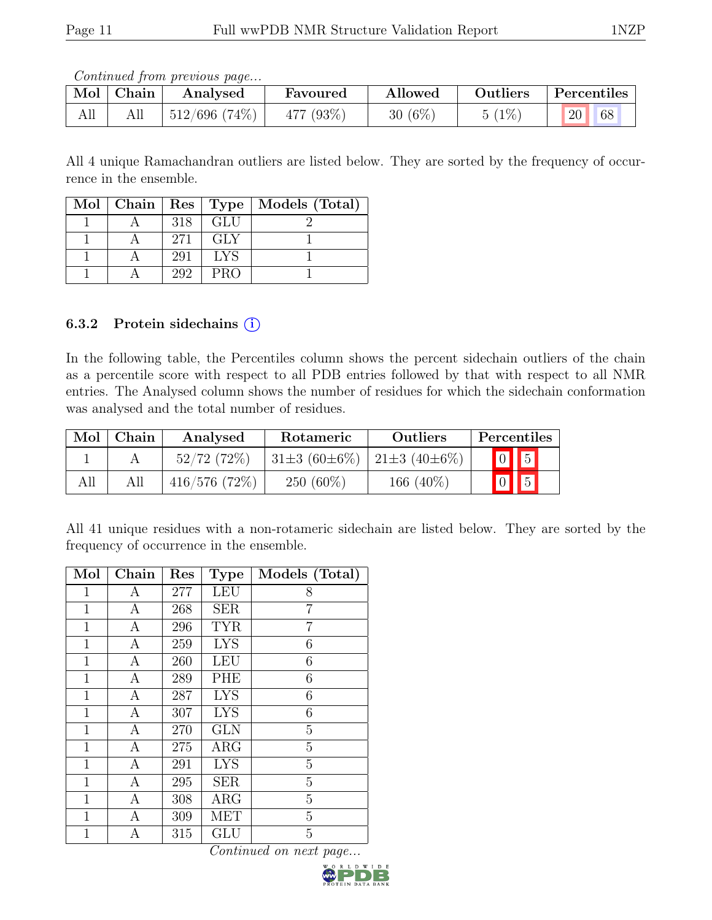*Continued from previous page...*

| Mol | Chain | Analysed | Favoured | Allowed | Outliers | Percentiles | |
|---|---|---|---|---|---|---|---|
| All | All | 512/696 (74%) | 477 (93%) | 30 (6%) | 5 (1%) | 20 | 68 |

All 4 unique Ramachandran outliers are listed below. They are sorted by the frequency of occurrence in the ensemble.

| Mol | Chain | Res | Type | Models (Total) |
|---|---|---|---|---|
| 1 | A | 318 | GLU | 2 |
| 1 | A | 271 | GLY | 1 |
| 1 | A | 291 | LYS | 1 |
| 1 | A | 292 | PRO | 1 |

#### 6.3.2 Protein sidechains ⓘ

In the following table, the Percentiles column shows the percent sidechain outliers of the chain as a percentile score with respect to all PDB entries followed by that with respect to all NMR entries. The Analysed column shows the number of residues for which the sidechain conformation was analysed and the total number of residues.

| Mol | Chain | Analysed | Rotameric | Outliers | Percentiles | |
|---|---|---|---|---|---|---|
| 1 | A | 52/72 (72%) | 31±3 (60±6%) | 21±3 (40±6%) | 0 | 5 |
| All | All | 416/576 (72%) | 250 (60%) | 166 (40%) | 0 | 5 |

All 41 unique residues with a non-rotameric sidechain are listed below. They are sorted by the frequency of occurrence in the ensemble.

| Mol | Chain | Res | Type | Models (Total) |
|---|---|---|---|---|
| 1 | A | 277 | LEU | 8 |
| 1 | A | 268 | SER | 7 |
| 1 | A | 296 | TYR | 7 |
| 1 | A | 259 | LYS | 6 |
| 1 | A | 260 | LEU | 6 |
| 1 | A | 289 | PHE | 6 |
| 1 | A | 287 | LYS | 6 |
| 1 | A | 307 | LYS | 6 |
| 1 | A | 270 | GLN | 5 |
| 1 | A | 275 | ARG | 5 |
| 1 | A | 291 | LYS | 5 |
| 1 | A | 295 | SER | 5 |
| 1 | A | 308 | ARG | 5 |
| 1 | A | 309 | MET | 5 |
| 1 | A | 315 | GLU | 5 |

*Continued on next page...*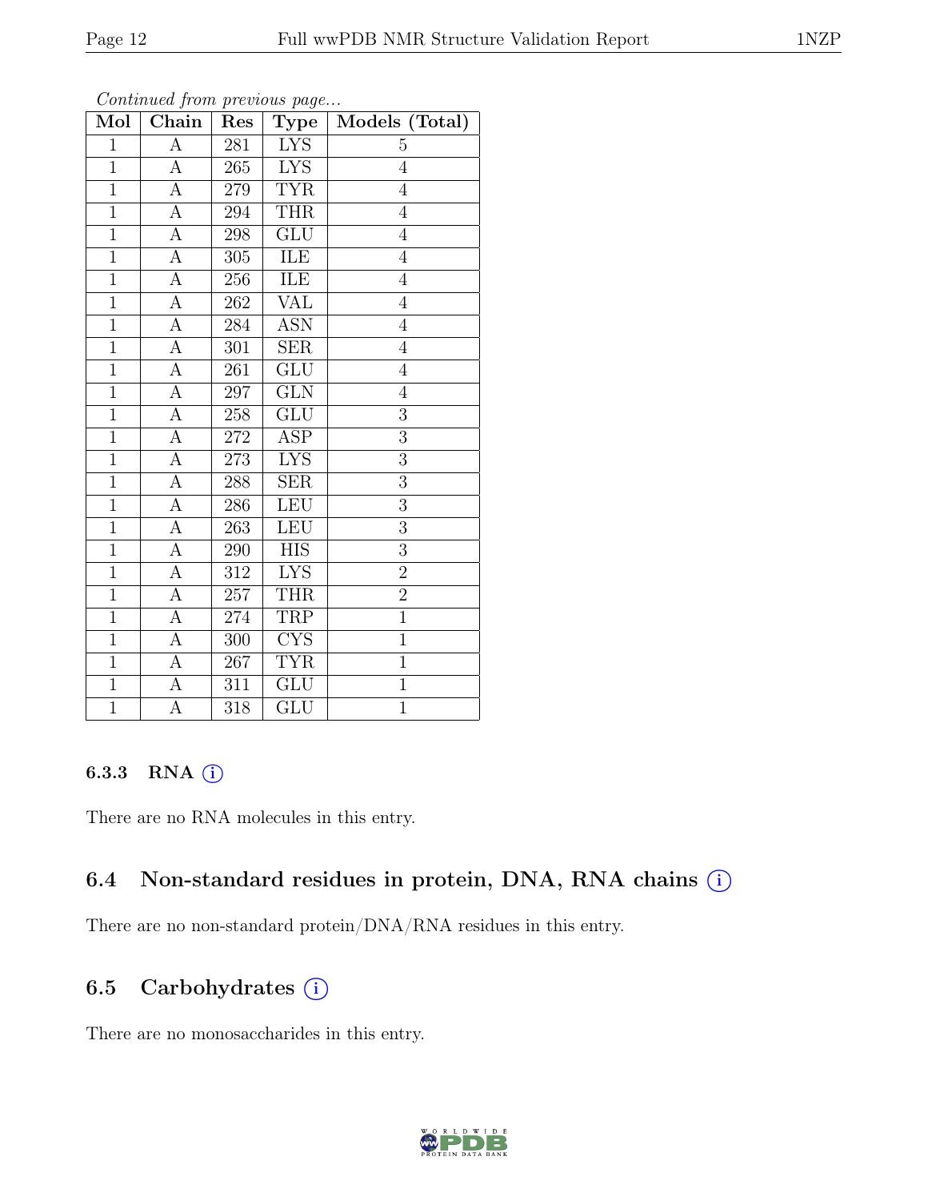*Continued from previous page...*

| Mol | Chain | Res | Type | Models (Total) |
|---|---|---|---|---|
| 1 | A | 281 | LYS | 5 |
| 1 | A | 265 | LYS | 4 |
| 1 | A | 279 | TYR | 4 |
| 1 | A | 294 | THR | 4 |
| 1 | A | 298 | GLU | 4 |
| 1 | A | 305 | ILE | 4 |
| 1 | A | 256 | ILE | 4 |
| 1 | A | 262 | VAL | 4 |
| 1 | A | 284 | ASN | 4 |
| 1 | A | 301 | SER | 4 |
| 1 | A | 261 | GLU | 4 |
| 1 | A | 297 | GLN | 4 |
| 1 | A | 258 | GLU | 3 |
| 1 | A | 272 | ASP | 3 |
| 1 | A | 273 | LYS | 3 |
| 1 | A | 288 | SER | 3 |
| 1 | A | 286 | LEU | 3 |
| 1 | A | 263 | LEU | 3 |
| 1 | A | 290 | HIS | 3 |
| 1 | A | 312 | LYS | 2 |
| 1 | A | 257 | THR | 2 |
| 1 | A | 274 | TRP | 1 |
| 1 | A | 300 | CYS | 1 |
| 1 | A | 267 | TYR | 1 |
| 1 | A | 311 | GLU | 1 |
| 1 | A | 318 | GLU | 1 |

### 6.3.3 RNA

There are no RNA molecules in this entry.

## 6.4 Non-standard residues in protein, DNA, RNA chains

There are no non-standard protein/DNA/RNA residues in this entry.

## 6.5 Carbohydrates

There are no monosaccharides in this entry.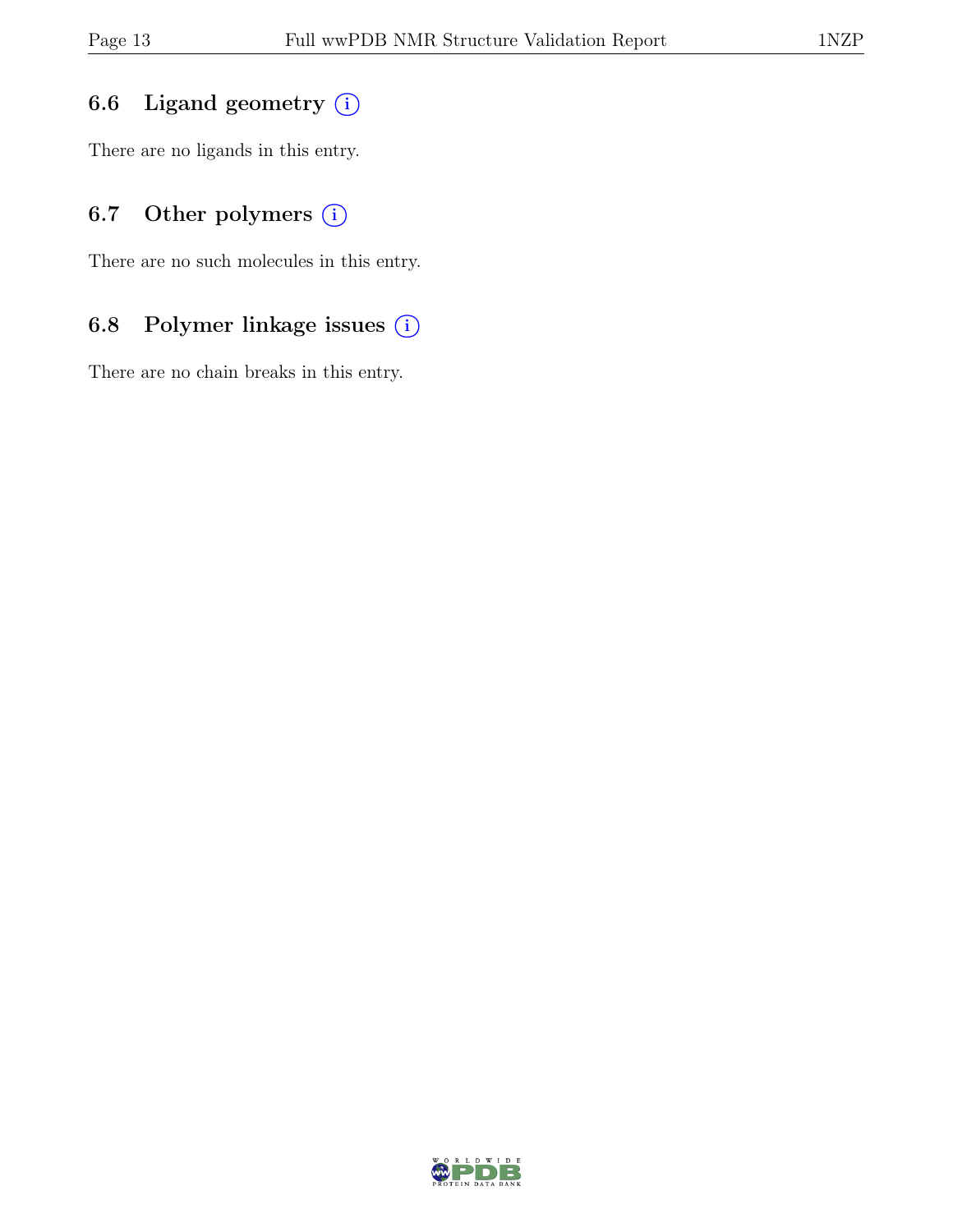### 6.6 Ligand geometry

There are no ligands in this entry.

### 6.7 Other polymers

There are no such molecules in this entry.

### 6.8 Polymer linkage issues

There are no chain breaks in this entry.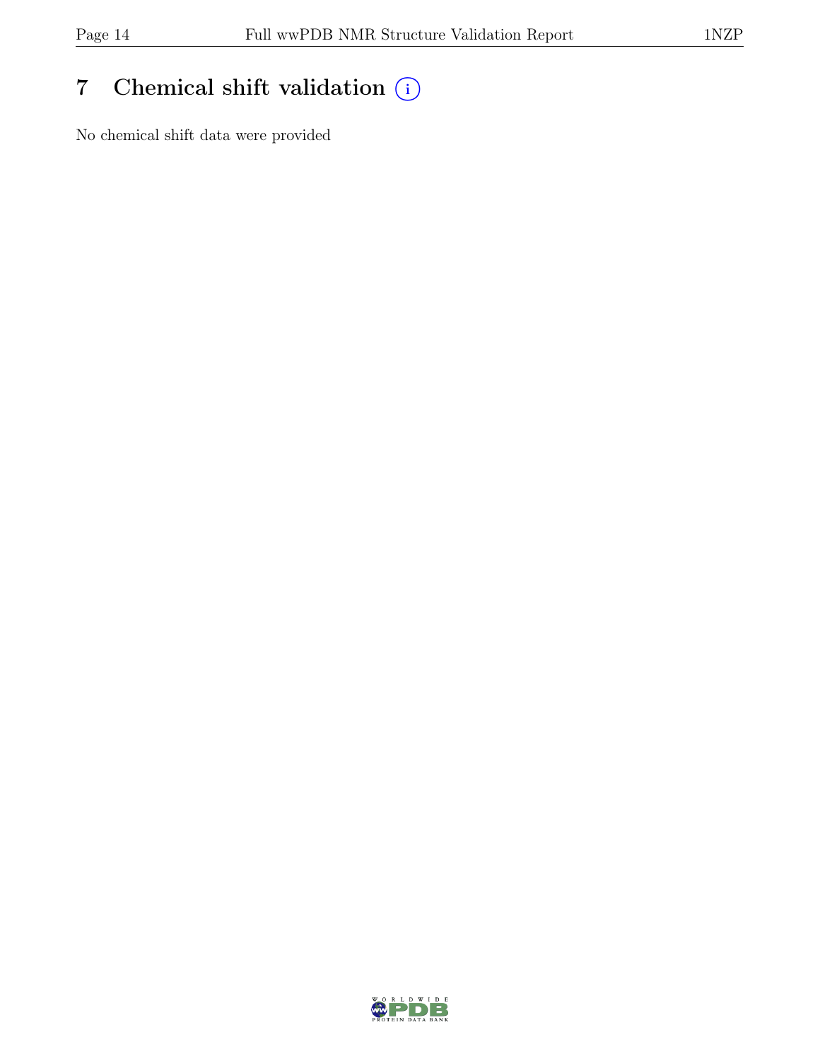# 7 Chemical shift validation (i)

No chemical shift data were provided